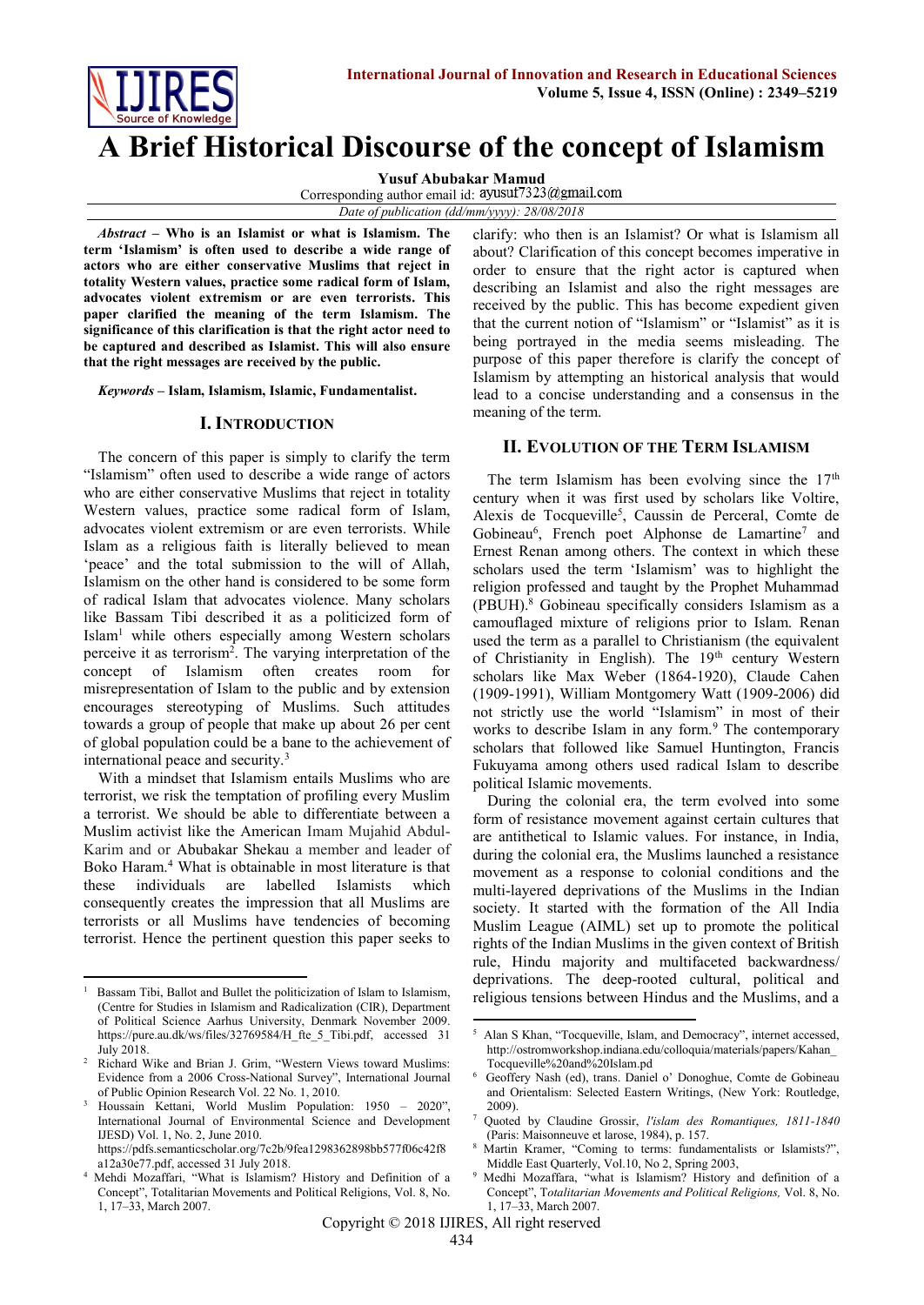# A Brief Historical Discourse of the concept of Islamism

**Yusuf Abubakar Mamud**

Corresponding author email id: ayusuf7323@gmail.com

*Date of publication (dd/mm/yyyy): 28/08/2018*

***Abstract*** **– Who is an Islamist or what is Islamism. The term 'Islamism' is often used to describe a wide range of actors who are either conservative Muslims that reject in totality Western values, practice some radical form of Islam, advocates violent extremism or are even terrorists. This paper clarified the meaning of the term Islamism. The significance of this clarification is that the right actor need to be captured and described as Islamist. This will also ensure that the right messages are received by the public.**

***Keywords*** **– Islam, Islamism, Islamic, Fundamentalist.**

## I. Introduction

The concern of this paper is simply to clarify the term "Islamism" often used to describe a wide range of actors who are either conservative Muslims that reject in totality Western values, practice some radical form of Islam, advocates violent extremism or are even terrorists. While Islam as a religious faith is literally believed to mean 'peace' and the total submission to the will of Allah, Islamism on the other hand is considered to be some form of radical Islam that advocates violence. Many scholars like Bassam Tibi described it as a politicized form of Islam[1] while others especially among Western scholars perceive it as terrorism[2]. The varying interpretation of the concept of Islamism often creates room for misrepresentation of Islam to the public and by extension encourages stereotyping of Muslims. Such attitudes towards a group of people that make up about 26 per cent of global population could be a bane to the achievement of international peace and security.[3]

With a mindset that Islamism entails Muslims who are terrorist, we risk the temptation of profiling every Muslim a terrorist. We should be able to differentiate between a Muslim activist like the American Imam Mujahid Abdul-Karim and or Abubakar Shekau a member and leader of Boko Haram.[4] What is obtainable in most literature is that these individuals are labelled Islamists which consequently creates the impression that all Muslims are terrorists or all Muslims have tendencies of becoming terrorist. Hence the pertinent question this paper seeks to clarify: who then is an Islamist? Or what is Islamism all about? Clarification of this concept becomes imperative in order to ensure that the right actor is captured when describing an Islamist and also the right messages are received by the public. This has become expedient given that the current notion of "Islamism" or "Islamist" as it is being portrayed in the media seems misleading. The purpose of this paper therefore is clarify the concept of Islamism by attempting an historical analysis that would lead to a concise understanding and a consensus in the meaning of the term.

## II. Evolution of the Term Islamism

The term Islamism has been evolving since the 17th century when it was first used by scholars like Voltire, Alexis de Tocqueville[5], Caussin de Perceral, Comte de Gobineau[6], French poet Alphonse de Lamartine[7] and Ernest Renan among others. The context in which these scholars used the term 'Islamism' was to highlight the religion professed and taught by the Prophet Muhammad (PBUH).[8] Gobineau specifically considers Islamism as a camouflaged mixture of religions prior to Islam. Renan used the term as a parallel to Christianism (the equivalent of Christianity in English). The 19th century Western scholars like Max Weber (1864-1920), Claude Cahen (1909-1991), William Montgomery Watt (1909-2006) did not strictly use the world "Islamism" in most of their works to describe Islam in any form.[9] The contemporary scholars that followed like Samuel Huntington, Francis Fukuyama among others used radical Islam to describe political Islamic movements.

During the colonial era, the term evolved into some form of resistance movement against certain cultures that are antithetical to Islamic values. For instance, in India, during the colonial era, the Muslims launched a resistance movement as a response to colonial conditions and the multi-layered deprivations of the Muslims in the Indian society. It started with the formation of the All India Muslim League (AIML) set up to promote the political rights of the Indian Muslims in the given context of British rule, Hindu majority and multifaceted backwardness/ deprivations. The deep-rooted cultural, political and religious tensions between Hindus and the Muslims, and a

---

[1] Bassam Tibi, Ballot and Bullet the politicization of Islam to Islamism, (Centre for Studies in Islamism and Radicalization (CIR), Department of Political Science Aarhus University, Denmark November 2009. https://pure.au.dk/ws/files/32769584/H_fte_5_Tibi.pdf, accessed 31 July 2018.

[2] Richard Wike and Brian J. Grim, "Western Views toward Muslims: Evidence from a 2006 Cross-National Survey", International Journal of Public Opinion Research Vol. 22 No. 1, 2010.

[3] Houssain Kettani, World Muslim Population: 1950 – 2020", International Journal of Environmental Science and Development IJESD) Vol. 1, No. 2, June 2010. https://pdfs.semanticscholar.org/7c2b/9fea1298362898bb577f06c42f8a12a30e77.pdf, accessed 31 July 2018.

[4] Mehdi Mozaffari, "What is Islamism? History and Definition of a Concept", Totalitarian Movements and Political Religions, Vol. 8, No. 1, 17–33, March 2007.

[5] Alan S Khan, "Tocqueville, Islam, and Democracy", internet accessed, http://ostromworkshop.indiana.edu/colloquia/materials/papers/Kahan_Tocqueville%20and%20Islam.pd

[6] Geoffery Nash (ed), trans. Daniel o' Donoghue, Comte de Gobineau and Orientalism: Selected Eastern Writings, (New York: Routledge, 2009).

[7] Quoted by Claudine Grossir, *l'islam des Romantiques, 1811-1840* (Paris: Maisonneuve et larose, 1984), p. 157.

[8] Martin Kramer, "Coming to terms: fundamentalists or Islamists?", Middle East Quarterly, Vol.10, No 2, Spring 2003,

[9] Medhi Mozaffara, "what is Islamism? History and definition of a Concept", T*otalitarian Movements and Political Religions,* Vol. 8, No. 1, 17–33, March 2007.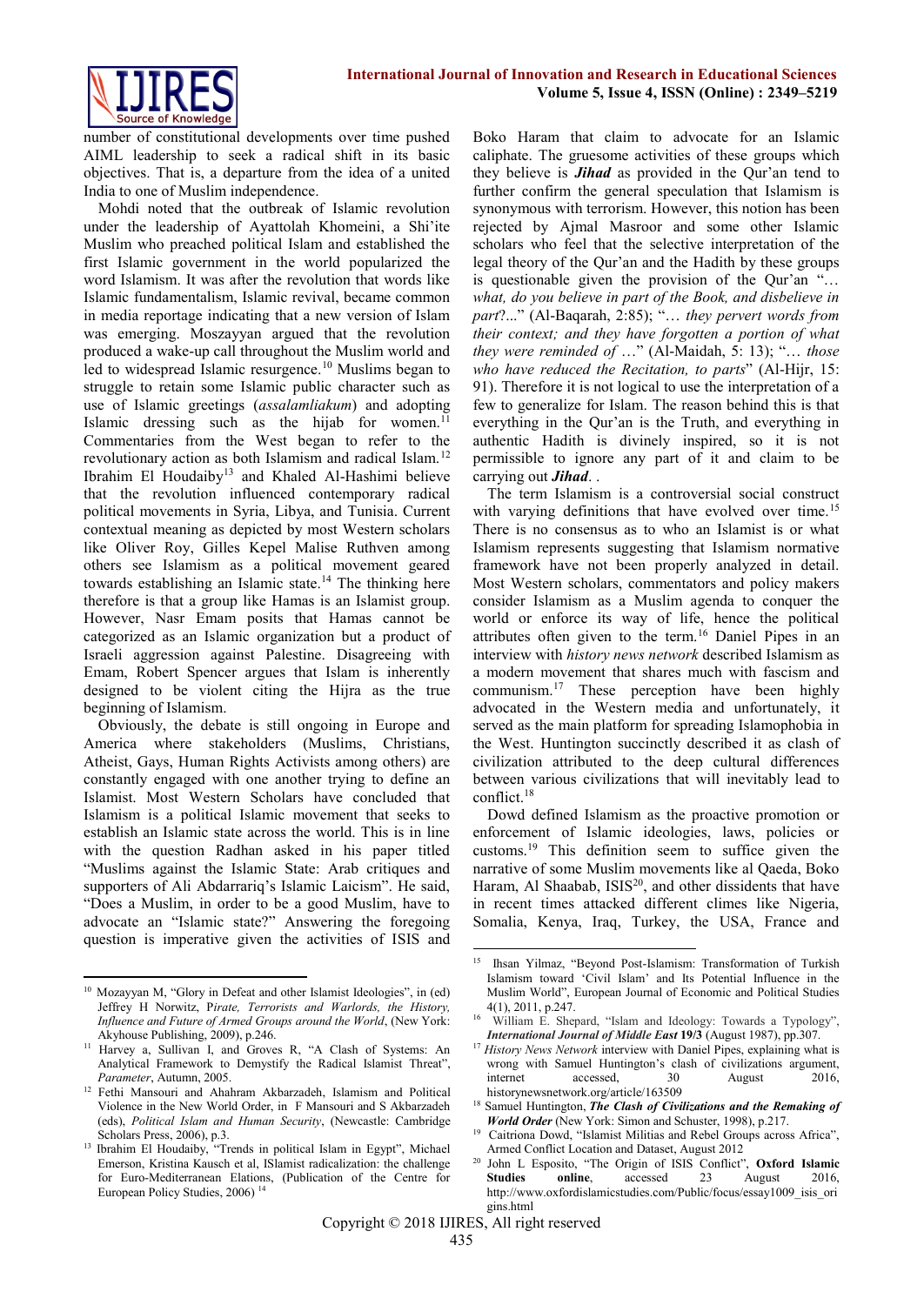number of constitutional developments over time pushed AIML leadership to seek a radical shift in its basic objectives. That is, a departure from the idea of a united India to one of Muslim independence.

Mohdi noted that the outbreak of Islamic revolution under the leadership of Ayattolah Khomeini, a Shi'ite Muslim who preached political Islam and established the first Islamic government in the world popularized the word Islamism. It was after the revolution that words like Islamic fundamentalism, Islamic revival, became common in media reportage indicating that a new version of Islam was emerging. Moszayyan argued that the revolution produced a wake-up call throughout the Muslim world and led to widespread Islamic resurgence.[10] Muslims began to struggle to retain some Islamic public character such as use of Islamic greetings (*assalamliakum*) and adopting Islamic dressing such as the hijab for women.[11] Commentaries from the West began to refer to the revolutionary action as both Islamism and radical Islam.[12] Ibrahim El Houdaiby[13] and Khaled Al-Hashimi believe that the revolution influenced contemporary radical political movements in Syria, Libya, and Tunisia. Current contextual meaning as depicted by most Western scholars like Oliver Roy, Gilles Kepel Malise Ruthven among others see Islamism as a political movement geared towards establishing an Islamic state.[14] The thinking here therefore is that a group like Hamas is an Islamist group. However, Nasr Emam posits that Hamas cannot be categorized as an Islamic organization but a product of Israeli aggression against Palestine. Disagreeing with Emam, Robert Spencer argues that Islam is inherently designed to be violent citing the Hijra as the true beginning of Islamism.

Obviously, the debate is still ongoing in Europe and America where stakeholders (Muslims, Christians, Atheist, Gays, Human Rights Activists among others) are constantly engaged with one another trying to define an Islamist. Most Western Scholars have concluded that Islamism is a political Islamic movement that seeks to establish an Islamic state across the world. This is in line with the question Radhan asked in his paper titled "Muslims against the Islamic State: Arab critiques and supporters of Ali Abdarraiq's Islamic Laicism". He said, "Does a Muslim, in order to be a good Muslim, have to advocate an "Islamic state?" Answering the foregoing question is imperative given the activities of ISIS and Boko Haram that claim to advocate for an Islamic caliphate. The gruesome activities of these groups which they believe is ***Jihad*** as provided in the Qur'an tend to further confirm the general speculation that Islamism is synonymous with terrorism. However, this notion has been rejected by Ajmal Masroor and some other Islamic scholars who feel that the selective interpretation of the legal theory of the Qur'an and the Hadith by these groups is questionable given the provision of the Qur'an "*… what, do you believe in part of the Book, and disbelieve in part*?..." (Al-Baqarah, 2:85); "*… they pervert words from their context; and they have forgotten a portion of what they were reminded of* …" (Al-Maidah, 5: 13); "*… those who have reduced the Recitation, to parts*" (Al-Hijr, 15: 91). Therefore it is not logical to use the interpretation of a few to generalize for Islam. The reason behind this is that everything in the Qur'an is the Truth, and everything in authentic Hadith is divinely inspired, so it is not permissible to ignore any part of it and claim to be carrying out ***Jihad***. .

The term Islamism is a controversial social construct with varying definitions that have evolved over time.[15] There is no consensus as to who an Islamist is or what Islamism represents suggesting that Islamism normative framework have not been properly analyzed in detail. Most Western scholars, commentators and policy makers consider Islamism as a Muslim agenda to conquer the world or enforce its way of life, hence the political attributes often given to the term.[16] Daniel Pipes in an interview with *history news network* described Islamism as a modern movement that shares much with fascism and communism.[17] These perception have been highly advocated in the Western media and unfortunately, it served as the main platform for spreading Islamophobia in the West. Huntington succinctly described it as clash of civilization attributed to the deep cultural differences between various civilizations that will inevitably lead to conflict.[18]

Dowd defined Islamism as the proactive promotion or enforcement of Islamic ideologies, laws, policies or customs.[19] This definition seem to suffice given the narrative of some Muslim movements like al Qaeda, Boko Haram, Al Shaabab, ISIS[20], and other dissidents that have in recent times attacked different climes like Nigeria, Somalia, Kenya, Iraq, Turkey, the USA, France and

---

[10] Mozayyan M, "Glory in Defeat and other Islamist Ideologies", in (ed) Jeffrey H Norwitz, P*irate, Terrorists and Warlords, the History, Influence and Future of Armed Groups around the World*, (New York: Akyhouse Publishing, 2009), p.246.

[11] Harvey a, Sullivan I, and Groves R, "A Clash of Systems: An Analytical Framework to Demystify the Radical Islamist Threat", *Parameter*, Autumn, 2005.

[12] Fethi Mansouri and Ahahram Akbarzadeh, Islamism and Political Violence in the New World Order, in F Mansouri and S Akbarzadeh (eds), *Political Islam and Human Security*, (Newcastle: Cambridge Scholars Press, 2006), p.3.

[13] Ibrahim El Houdaiby, "Trends in political Islam in Egypt", Michael Emerson, Kristina Kausch et al, ISlamist radicalization: the challenge for Euro-Mediterranean Elations, (Publication of the Centre for European Policy Studies, 2006) [14]

[15] Ihsan Yilmaz, "Beyond Post-Islamism: Transformation of Turkish Islamism toward 'Civil Islam' and Its Potential Influence in the Muslim World", European Journal of Economic and Political Studies 4(1), 2011, p.247.

[16] William E. Shepard, "Islam and Ideology: Towards a Typology", ***International Journal of Middle East* 19/3** (August 1987), pp.307.

[17] *History News Network* interview with Daniel Pipes, explaining what is wrong with Samuel Huntington's clash of civilizations argument, internet accessed, 30 August 2016, historynewsnetwork.org/article/163509

[18] Samuel Huntington, ***The Clash of Civilizations and the Remaking of World Order*** (New York: Simon and Schuster, 1998), p.217.

[19] Caitriona Dowd, "Islamist Militias and Rebel Groups across Africa", Armed Conflict Location and Dataset, August 2012

[20] John L Esposito, "The Origin of ISIS Conflict", **Oxford Islamic Studies online**, accessed 23 August 2016, http://www.oxfordislamicstudies.com/Public/focus/essay1009_isis_origins.html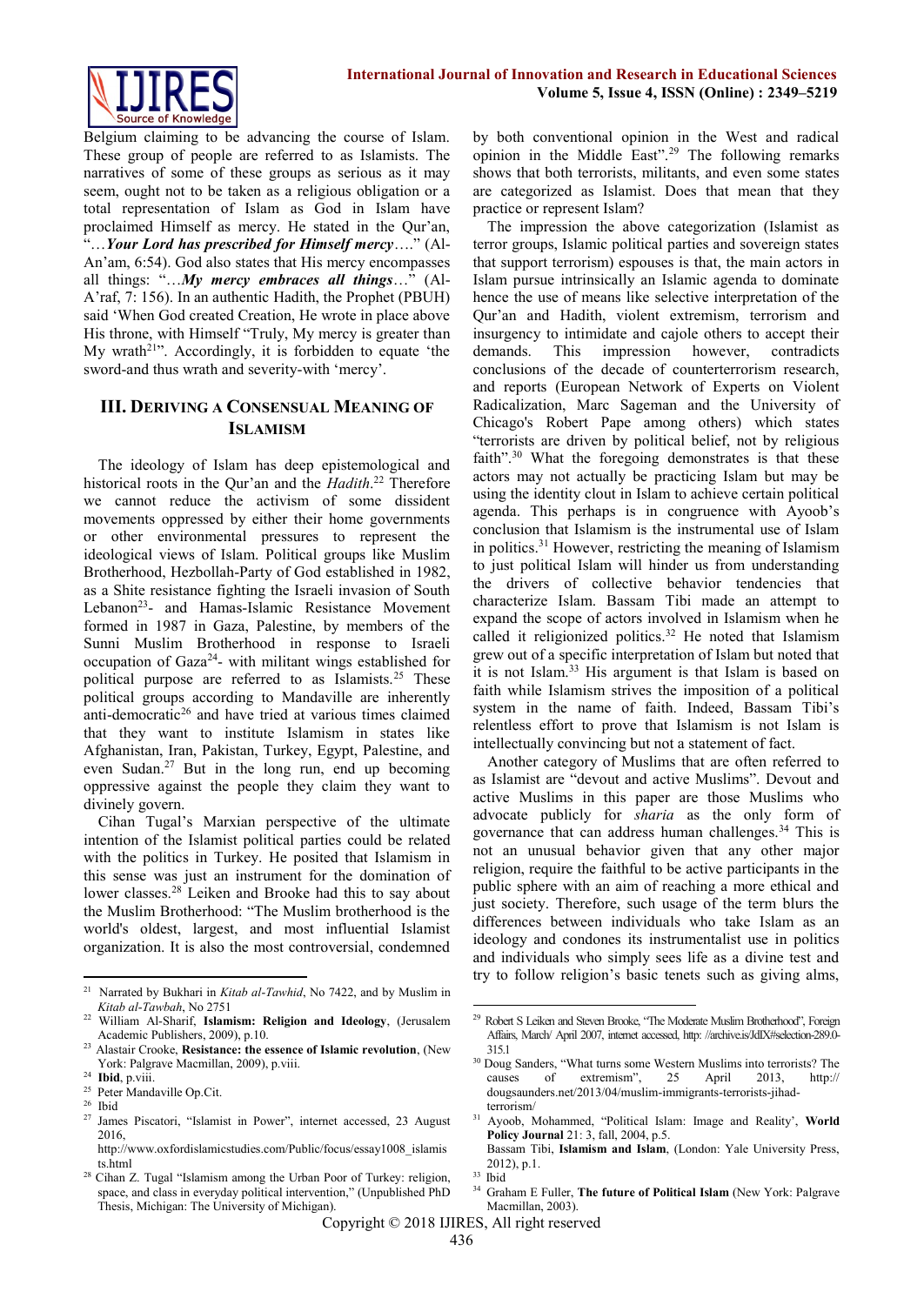Belgium claiming to be advancing the course of Islam. These group of people are referred to as Islamists. The narratives of some of these groups as serious as it may seem, ought not to be taken as a religious obligation or a total representation of Islam as God in Islam have proclaimed Himself as mercy. He stated in the Qur'an, "…***Your Lord has prescribed for Himself mercy***…." (Al-An'am, 6:54). God also states that His mercy encompasses all things: "…***My mercy embraces all things***…" (Al-A'raf, 7: 156). In an authentic Hadith, the Prophet (PBUH) said 'When God created Creation, He wrote in place above His throne, with Himself "Truly, My mercy is greater than My wrath[21]". Accordingly, it is forbidden to equate 'the sword-and thus wrath and severity-with 'mercy'.

## III. Deriving a Consensual Meaning of Islamism

The ideology of Islam has deep epistemological and historical roots in the Qur'an and the *Hadith*.[22] Therefore we cannot reduce the activism of some dissident movements oppressed by either their home governments or other environmental pressures to represent the ideological views of Islam. Political groups like Muslim Brotherhood, Hezbollah-Party of God established in 1982, as a Shite resistance fighting the Israeli invasion of South Lebanon[23]- and Hamas-Islamic Resistance Movement formed in 1987 in Gaza, Palestine, by members of the Sunni Muslim Brotherhood in response to Israeli occupation of Gaza[24]- with militant wings established for political purpose are referred to as Islamists.[25] These political groups according to Mandaville are inherently anti-democratic[26] and have tried at various times claimed that they want to institute Islamism in states like Afghanistan, Iran, Pakistan, Turkey, Egypt, Palestine, and even Sudan.[27] But in the long run, end up becoming oppressive against the people they claim they want to divinely govern.

Cihan Tugal's Marxian perspective of the ultimate intention of the Islamist political parties could be related with the politics in Turkey. He posited that Islamism in this sense was just an instrument for the domination of lower classes.[28] Leiken and Brooke had this to say about the Muslim Brotherhood: "The Muslim brotherhood is the world's oldest, largest, and most influential Islamist organization. It is also the most controversial, condemned by both conventional opinion in the West and radical opinion in the Middle East".[29] The following remarks shows that both terrorists, militants, and even some states are categorized as Islamist. Does that mean that they practice or represent Islam?

The impression the above categorization (Islamist as terror groups, Islamic political parties and sovereign states that support terrorism) espouses is that, the main actors in Islam pursue intrinsically an Islamic agenda to dominate hence the use of means like selective interpretation of the Qur'an and Hadith, violent extremism, terrorism and insurgency to intimidate and cajole others to accept their demands. This impression however, contradicts conclusions of the decade of counterterrorism research, and reports (European Network of Experts on Violent Radicalization, Marc Sageman and the University of Chicago's Robert Pape among others) which states "terrorists are driven by political belief, not by religious faith".[30] What the foregoing demonstrates is that these actors may not actually be practicing Islam but may be using the identity clout in Islam to achieve certain political agenda. This perhaps is in congruence with Ayoob's conclusion that Islamism is the instrumental use of Islam in politics.[31] However, restricting the meaning of Islamism to just political Islam will hinder us from understanding the drivers of collective behavior tendencies that characterize Islam. Bassam Tibi made an attempt to expand the scope of actors involved in Islamism when he called it religionized politics.[32] He noted that Islamism grew out of a specific interpretation of Islam but noted that it is not Islam.[33] His argument is that Islam is based on faith while Islamism strives the imposition of a political system in the name of faith. Indeed, Bassam Tibi's relentless effort to prove that Islamism is not Islam is intellectually convincing but not a statement of fact.

Another category of Muslims that are often referred to as Islamist are "devout and active Muslims". Devout and active Muslims in this paper are those Muslims who advocate publicly for *sharia* as the only form of governance that can address human challenges.[34] This is not an unusual behavior given that any other major religion, require the faithful to be active participants in the public sphere with an aim of reaching a more ethical and just society. Therefore, such usage of the term blurs the differences between individuals who take Islam as an ideology and condones its instrumentalist use in politics and individuals who simply sees life as a divine test and try to follow religion's basic tenets such as giving alms,

---

[21] Narrated by Bukhari in *Kitab al-Tawhid*, No 7422, and by Muslim in *Kitab al-Tawbah*, No 2751

[22] William Al-Sharif, **Islamism: Religion and Ideology**, (Jerusalem Academic Publishers, 2009), p.10.

[23] Alastair Crooke, **Resistance: the essence of Islamic revolution**, (New York: Palgrave Macmillan, 2009), p.viii.

[24] **Ibid**, p.viii.

[25] Peter Mandaville Op.Cit.

[26] Ibid

[27] James Piscatori, "Islamist in Power", internet accessed, 23 August 2016, http://www.oxfordislamicstudies.com/Public/focus/essay1008_islamists.html

[28] Cihan Z. Tugal "Islamism among the Urban Poor of Turkey: religion, space, and class in everyday political intervention," (Unpublished PhD Thesis, Michigan: The University of Michigan).

[29] Robert S Leiken and Steven Brooke, "The Moderate Muslim Brotherhood", Foreign Affairs, March/ April 2007, internet accessed, http: //archive.is/JdlX#selection-289.0-315.1

[30] Doug Sanders, "What turns some Western Muslims into terrorists? The causes of extremism", 25 April 2013, http:// dougsaunders.net/2013/04/muslim-immigrants-terrorists-jihad-terrorism/

[31] Ayoob, Mohammed, "Political Islam: Image and Reality', **World Policy Journal** 21: 3, fall, 2004, p.5.

[32] Bassam Tibi, **Islamism and Islam**, (London: Yale University Press, 2012), p.1.

[33] Ibid

[34] Graham E Fuller, **The future of Political Islam** (New York: Palgrave Macmillan, 2003).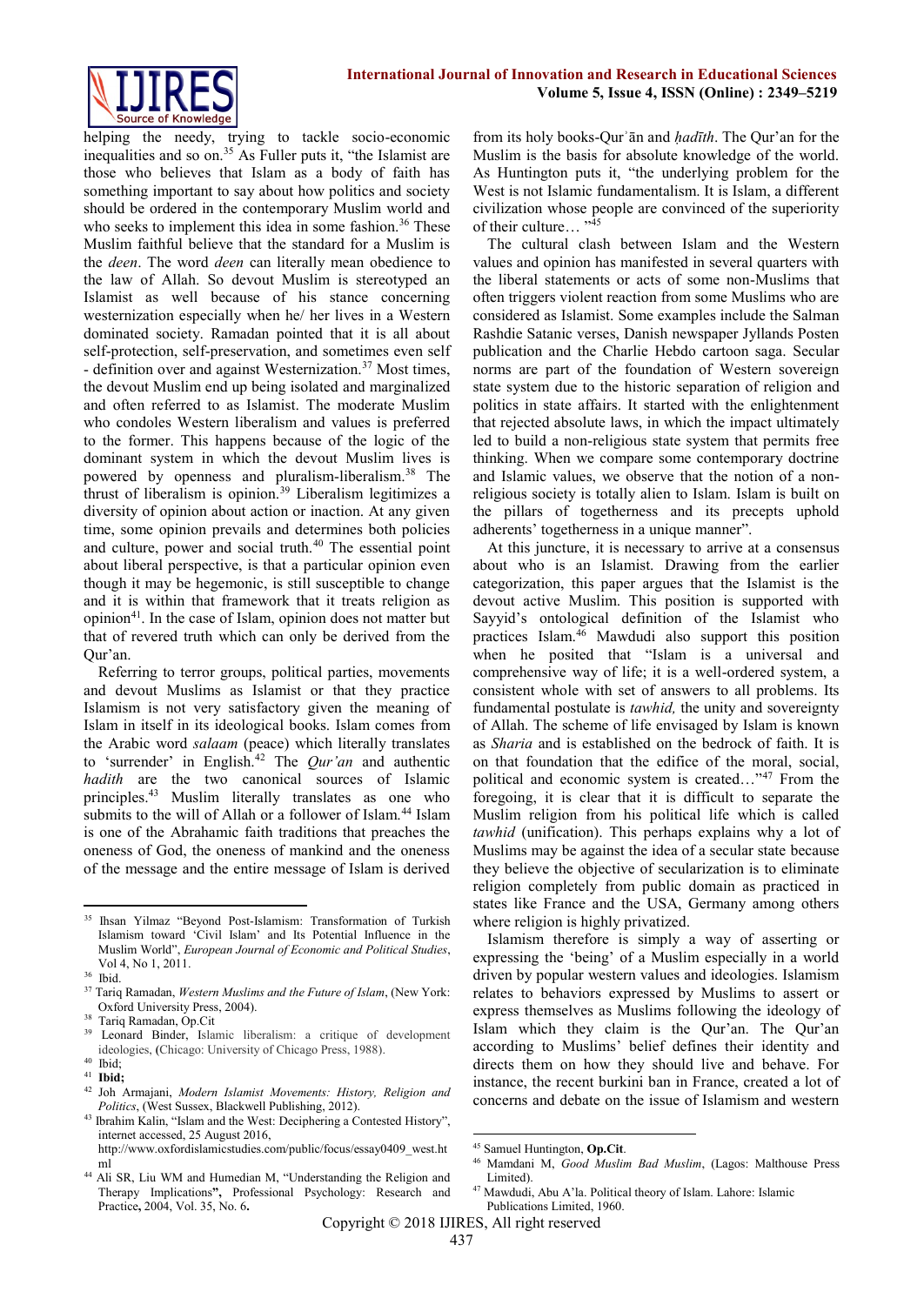helping the needy, trying to tackle socio-economic inequalities and so on.[35] As Fuller puts it, "the Islamist are those who believes that Islam as a body of faith has something important to say about how politics and society should be ordered in the contemporary Muslim world and who seeks to implement this idea in some fashion.[36] These Muslim faithful believe that the standard for a Muslim is the *deen*. The word *deen* can literally mean obedience to the law of Allah. So devout Muslim is stereotyped an Islamist as well because of his stance concerning westernization especially when he/ her lives in a Western dominated society. Ramadan pointed that it is all about self-protection, self-preservation, and sometimes even self - definition over and against Westernization.[37] Most times, the devout Muslim end up being isolated and marginalized and often referred to as Islamist. The moderate Muslim who condoles Western liberalism and values is preferred to the former. This happens because of the logic of the dominant system in which the devout Muslim lives is powered by openness and pluralism-liberalism.[38] The thrust of liberalism is opinion.[39] Liberalism legitimizes a diversity of opinion about action or inaction. At any given time, some opinion prevails and determines both policies and culture, power and social truth.[40] The essential point about liberal perspective, is that a particular opinion even though it may be hegemonic, is still susceptible to change and it is within that framework that it treats religion as opinion[41]. In the case of Islam, opinion does not matter but that of revered truth which can only be derived from the Qur'an.

Referring to terror groups, political parties, movements and devout Muslims as Islamist or that they practice Islamism is not very satisfactory given the meaning of Islam in itself in its ideological books. Islam comes from the Arabic word *salaam* (peace) which literally translates to 'surrender' in English.[42] The *Qur'an* and authentic *hadith* are the two canonical sources of Islamic principles.[43] Muslim literally translates as one who submits to the will of Allah or a follower of Islam.[44] Islam is one of the Abrahamic faith traditions that preaches the oneness of God, the oneness of mankind and the oneness of the message and the entire message of Islam is derived from its holy books-Qurʾān and *ḥadīth*. The Qur'an for the Muslim is the basis for absolute knowledge of the world. As Huntington puts it, "the underlying problem for the West is not Islamic fundamentalism. It is Islam, a different civilization whose people are convinced of the superiority of their culture… "[45]

The cultural clash between Islam and the Western values and opinion has manifested in several quarters with the liberal statements or acts of some non-Muslims that often triggers violent reaction from some Muslims who are considered as Islamist. Some examples include the Salman Rashdie Satanic verses, Danish newspaper Jyllands Posten publication and the Charlie Hebdo cartoon saga. Secular norms are part of the foundation of Western sovereign state system due to the historic separation of religion and politics in state affairs. It started with the enlightenment that rejected absolute laws, in which the impact ultimately led to build a non-religious state system that permits free thinking. When we compare some contemporary doctrine and Islamic values, we observe that the notion of a non-religious society is totally alien to Islam. Islam is built on the pillars of togetherness and its precepts uphold adherents' togetherness in a unique manner".

At this juncture, it is necessary to arrive at a consensus about who is an Islamist. Drawing from the earlier categorization, this paper argues that the Islamist is the devout active Muslim. This position is supported with Sayyid's ontological definition of the Islamist who practices Islam.[46] Mawdudi also support this position when he posited that "Islam is a universal and comprehensive way of life; it is a well-ordered system, a consistent whole with set of answers to all problems. Its fundamental postulate is *tawhid,* the unity and sovereignty of Allah. The scheme of life envisaged by Islam is known as *Sharia* and is established on the bedrock of faith. It is on that foundation that the edifice of the moral, social, political and economic system is created…"[47] From the foregoing, it is clear that it is difficult to separate the Muslim religion from his political life which is called *tawhid* (unification). This perhaps explains why a lot of Muslims may be against the idea of a secular state because they believe the objective of secularization is to eliminate religion completely from public domain as practiced in states like France and the USA, Germany among others where religion is highly privatized.

Islamism therefore is simply a way of asserting or expressing the 'being' of a Muslim especially in a world driven by popular western values and ideologies. Islamism relates to behaviors expressed by Muslims to assert or express themselves as Muslims following the ideology of Islam which they claim is the Qur'an. The Qur'an according to Muslims' belief defines their identity and directs them on how they should live and behave. For instance, the recent burkini ban in France, created a lot of concerns and debate on the issue of Islamism and western

---

[35] Ihsan Yilmaz "Beyond Post-Islamism: Transformation of Turkish Islamism toward 'Civil Islam' and Its Potential Influence in the Muslim World", *European Journal of Economic and Political Studies*, Vol 4, No 1, 2011.

[36] Ibid.

[37] Tariq Ramadan, *Western Muslims and the Future of Islam*, (New York: Oxford University Press, 2004).

[38] Tariq Ramadan, Op.Cit

[39] Leonard Binder, Islamic liberalism: a critique of development ideologies, (Chicago: University of Chicago Press, 1988).

[40] Ibid;

[41] **Ibid;**

[42] Joh Armajani, *Modern Islamist Movements: History, Religion and Politics*, (West Sussex, Blackwell Publishing, 2012).

[43] Ibrahim Kalin, "Islam and the West: Deciphering a Contested History", internet accessed, 25 August 2016, http://www.oxfordislamicstudies.com/public/focus/essay0409_west.html

[44] Ali SR, Liu WM and Humedian M, "Understanding the Religion and Therapy Implications**",** Professional Psychology: Research and Practice**,** 2004, Vol. 35, No. 6**.**

[45] Samuel Huntington, **Op.Cit**.

[46] Mamdani M, *Good Muslim Bad Muslim*, (Lagos: Malthouse Press Limited).

[47] Mawdudi, Abu A'la. Political theory of Islam. Lahore: Islamic Publications Limited, 1960.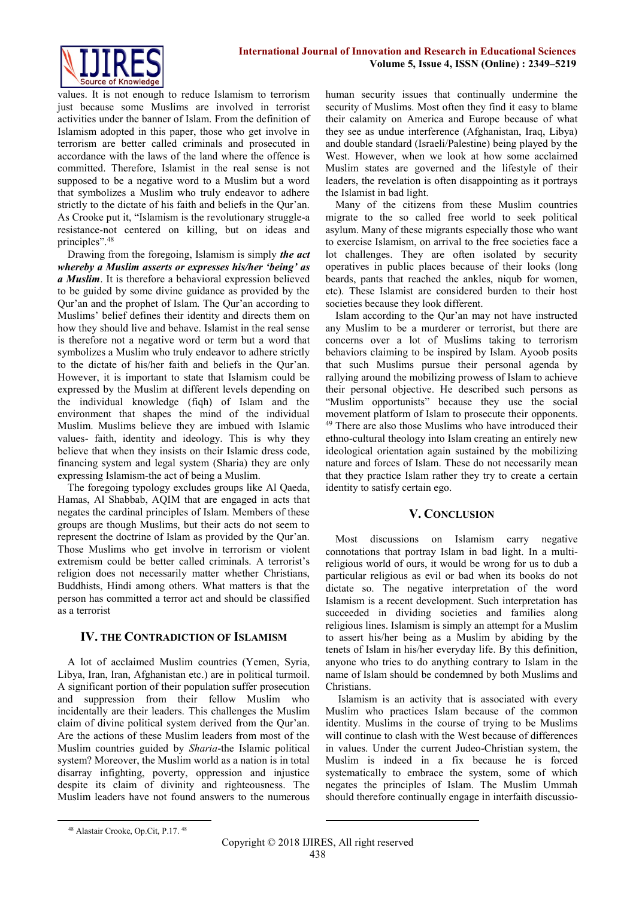values. It is not enough to reduce Islamism to terrorism just because some Muslims are involved in terrorist activities under the banner of Islam. From the definition of Islamism adopted in this paper, those who get involve in terrorism are better called criminals and prosecuted in accordance with the laws of the land where the offence is committed. Therefore, Islamist in the real sense is not supposed to be a negative word to a Muslim but a word that symbolizes a Muslim who truly endeavor to adhere strictly to the dictate of his faith and beliefs in the Qur'an. As Crooke put it, "Islamism is the revolutionary struggle-a resistance-not centered on killing, but on ideas and principles".[48]

Drawing from the foregoing, Islamism is simply ***the act whereby a Muslim asserts or expresses his/her 'being' as a Muslim***. It is therefore a behavioral expression believed to be guided by some divine guidance as provided by the Qur'an and the prophet of Islam. The Qur'an according to Muslims' belief defines their identity and directs them on how they should live and behave. Islamist in the real sense is therefore not a negative word or term but a word that symbolizes a Muslim who truly endeavor to adhere strictly to the dictate of his/her faith and beliefs in the Qur'an. However, it is important to state that Islamism could be expressed by the Muslim at different levels depending on the individual knowledge (fiqh) of Islam and the environment that shapes the mind of the individual Muslim. Muslims believe they are imbued with Islamic values- faith, identity and ideology. This is why they believe that when they insists on their Islamic dress code, financing system and legal system (Sharia) they are only expressing Islamism-the act of being a Muslim.

The foregoing typology excludes groups like Al Qaeda, Hamas, Al Shabbab, AQIM that are engaged in acts that negates the cardinal principles of Islam. Members of these groups are though Muslims, but their acts do not seem to represent the doctrine of Islam as provided by the Qur'an. Those Muslims who get involve in terrorism or violent extremism could be better called criminals. A terrorist's religion does not necessarily matter whether Christians, Buddhists, Hindi among others. What matters is that the person has committed a terror act and should be classified as a terrorist

## IV. The Contradiction of Islamism

A lot of acclaimed Muslim countries (Yemen, Syria, Libya, Iran, Iran, Afghanistan etc.) are in political turmoil. A significant portion of their population suffer prosecution and suppression from their fellow Muslim who incidentally are their leaders. This challenges the Muslim claim of divine political system derived from the Qur'an. Are the actions of these Muslim leaders from most of the Muslim countries guided by *Sharia*-the Islamic political system? Moreover, the Muslim world as a nation is in total disarray infighting, poverty, oppression and injustice despite its claim of divinity and righteousness. The Muslim leaders have not found answers to the numerous human security issues that continually undermine the security of Muslims. Most often they find it easy to blame their calamity on America and Europe because of what they see as undue interference (Afghanistan, Iraq, Libya) and double standard (Israeli/Palestine) being played by the West. However, when we look at how some acclaimed Muslim states are governed and the lifestyle of their leaders, the revelation is often disappointing as it portrays the Islamist in bad light.

Many of the citizens from these Muslim countries migrate to the so called free world to seek political asylum. Many of these migrants especially those who want to exercise Islamism, on arrival to the free societies face a lot challenges. They are often isolated by security operatives in public places because of their looks (long beards, pants that reached the ankles, niqub for women, etc). These Islamist are considered burden to their host societies because they look different.

Islam according to the Qur'an may not have instructed any Muslim to be a murderer or terrorist, but there are concerns over a lot of Muslims taking to terrorism behaviors claiming to be inspired by Islam. Ayoob posits that such Muslims pursue their personal agenda by rallying around the mobilizing prowess of Islam to achieve their personal objective. He described such persons as "Muslim opportunists" because they use the social movement platform of Islam to prosecute their opponents. [49] There are also those Muslims who have introduced their ethno-cultural theology into Islam creating an entirely new ideological orientation again sustained by the mobilizing nature and forces of Islam. These do not necessarily mean that they practice Islam rather they try to create a certain identity to satisfy certain ego.

## V. Conclusion

Most discussions on Islamism carry negative connotations that portray Islam in bad light. In a multi-religious world of ours, it would be wrong for us to dub a particular religious as evil or bad when its books do not dictate so. The negative interpretation of the word Islamism is a recent development. Such interpretation has succeeded in dividing societies and families along religious lines. Islamism is simply an attempt for a Muslim to assert his/her being as a Muslim by abiding by the tenets of Islam in his/her everyday life. By this definition, anyone who tries to do anything contrary to Islam in the name of Islam should be condemned by both Muslims and Christians.

Islamism is an activity that is associated with every Muslim who practices Islam because of the common identity. Muslims in the course of trying to be Muslims will continue to clash with the West because of differences in values. Under the current Judeo-Christian system, the Muslim is indeed in a fix because he is forced systematically to embrace the system, some of which negates the principles of Islam. The Muslim Ummah should therefore continually engage in interfaith discussio-

---

[48] Alastair Crooke, Op.Cit, P.17. [48]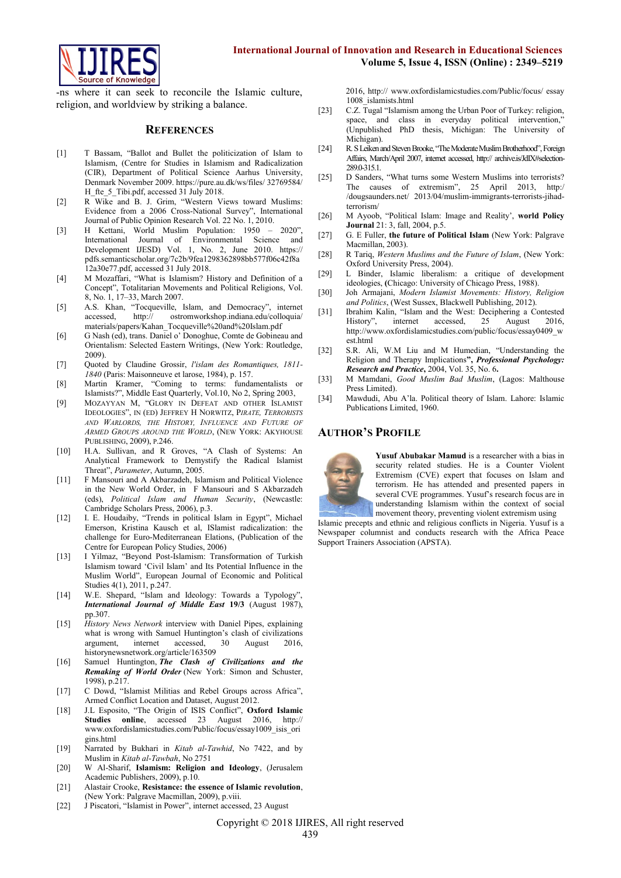-ns where it can seek to reconcile the Islamic culture, religion, and worldview by striking a balance.

## References

[1] T Bassam, "Ballot and Bullet the politicization of Islam to Islamism, (Centre for Studies in Islamism and Radicalization (CIR), Department of Political Science Aarhus University, Denmark November 2009. https://pure.au.dk/ws/files/ 32769584/ H_fte_5_Tibi.pdf, accessed 31 July 2018.

[2] R Wike and B. J. Grim, "Western Views toward Muslims: Evidence from a 2006 Cross-National Survey", International Journal of Public Opinion Research Vol. 22 No. 1, 2010.

[3] H Kettani, World Muslim Population: 1950 – 2020", International Journal of Environmental Science and Development IJESD) Vol. 1, No. 2, June 2010. https:// pdfs.semanticscholar.org/7c2b/9fea1298362898bb577f06c42f8a 12a30e77.pdf, accessed 31 July 2018.

[4] M Mozaffari, "What is Islamism? History and Definition of a Concept", Totalitarian Movements and Political Religions, Vol. 8, No. 1, 17–33, March 2007.

[5] A.S. Khan, "Tocqueville, Islam, and Democracy", internet accessed, http:// ostromworkshop.indiana.edu/colloquia/ materials/papers/Kahan_Tocqueville%20and%20Islam.pdf

[6] G Nash (ed), trans. Daniel o' Donoghue, Comte de Gobineau and Orientalism: Selected Eastern Writings, (New York: Routledge, 2009).

[7] Quoted by Claudine Grossir, *l'islam des Romantiques, 1811-1840* (Paris: Maisonneuve et larose, 1984), p. 157.

[8] Martin Kramer, "Coming to terms: fundamentalists or Islamists?", Middle East Quarterly, Vol.10, No 2, Spring 2003,

[9] Mozayyan M, "Glory in Defeat and other Islamist Ideologies", in (ed) Jeffrey H Norwitz, *Pirate, Terrorists and Warlords, the History, Influence and Future of Armed Groups around the World*, (New York: Akyhouse Publishing, 2009), p.246.

[10] H.A. Sullivan, and R Groves, "A Clash of Systems: An Analytical Framework to Demystify the Radical Islamist Threat", *Parameter*, Autumn, 2005.

[11] F Mansouri and A Akbarzadeh, Islamism and Political Violence in the New World Order, in F Mansouri and S Akbarzadeh (eds), *Political Islam and Human Security*, (Newcastle: Cambridge Scholars Press, 2006), p.3.

[12] I. E. Houdaiby, "Trends in political Islam in Egypt", Michael Emerson, Kristina Kausch et al, ISlamist radicalization: the challenge for Euro-Mediterranean Elations, (Publication of the Centre for European Policy Studies, 2006)

[13] I Yilmaz, "Beyond Post-Islamism: Transformation of Turkish Islamism toward 'Civil Islam' and Its Potential Influence in the Muslim World", European Journal of Economic and Political Studies 4(1), 2011, p.247.

[14] W.E. Shepard, "Islam and Ideology: Towards a Typology", ***International Journal of Middle East* 19/3** (August 1987), pp.307.

[15] *History News Network* interview with Daniel Pipes, explaining what is wrong with Samuel Huntington's clash of civilizations argument, internet accessed, 30 August 2016, historynewsnetwork.org/article/163509

[16] Samuel Huntington, ***The Clash of Civilizations and the Remaking of World Order*** (New York: Simon and Schuster, 1998), p.217.

[17] C Dowd, "Islamist Militias and Rebel Groups across Africa", Armed Conflict Location and Dataset, August 2012.

[18] J.L Esposito, "The Origin of ISIS Conflict", **Oxford Islamic Studies online**, accessed 23 August 2016, http:// www.oxfordislamicstudies.com/Public/focus/essay1009_isis_ori gins.html

[19] Narrated by Bukhari in *Kitab al-Tawhid*, No 7422, and by Muslim in *Kitab al-Tawbah*, No 2751

[20] W Al-Sharif, **Islamism: Religion and Ideology**, (Jerusalem Academic Publishers, 2009), p.10.

[21] Alastair Crooke, **Resistance: the essence of Islamic revolution**, (New York: Palgrave Macmillan, 2009), p.viii.

[22] J Piscatori, "Islamist in Power", internet accessed, 23 August 2016, http:// www.oxfordislamicstudies.com/Public/focus/ essay 1008_islamists.html

[23] C.Z. Tugal "Islamism among the Urban Poor of Turkey: religion, space, and class in everyday political intervention," (Unpublished PhD thesis, Michigan: The University of Michigan).

[24] R. S Leiken and Steven Brooke, "The Moderate Muslim Brotherhood", Foreign Affairs, March/April 2007, internet accessed, http:// archive.is/JdIX#selection-289.0-315.1.

[25] D Sanders, "What turns some Western Muslims into terrorists? The causes of extremism", 25 April 2013, http:/ /dougsaunders.net/ 2013/04/muslim-immigrants-terrorists-jihad-terrorism/

[26] M Ayoob, "Political Islam: Image and Reality', **world Policy Journal** 21: 3, fall, 2004, p.5.

[27] G. E Fuller, **the future of Political Islam** (New York: Palgrave Macmillan, 2003).

[28] R Tariq, *Western Muslims and the Future of Islam*, (New York: Oxford University Press, 2004).

[29] L Binder, Islamic liberalism: a critique of development ideologies, **(**Chicago: University of Chicago Press, 1988).

[30] Joh Armajani, *Modern Islamist Movements: History, Religion and Politics*, (West Sussex, Blackwell Publishing, 2012).

[31] Ibrahim Kalin, "Islam and the West: Deciphering a Contested History", internet accessed, 25 August 2016, http://www.oxfordislamicstudies.com/public/focus/essay0409_w est.html

[32] S.R. Ali, W.M Liu and M Humedian, "Understanding the Religion and Therapy Implications**", *Professional Psychology: Research and Practice***, 2004, Vol. 35, No. 6**.**

[33] M Mamdani, *Good Muslim Bad Muslim*, (Lagos: Malthouse Press Limited).

[34] Mawdudi, Abu A'la. Political theory of Islam. Lahore: Islamic Publications Limited, 1960.

## Author's Profile

**Yusuf Abubakar Mamud** is a researcher with a bias in security related studies. He is a Counter Violent Extremism (CVE) expert that focuses on Islam and terrorism. He has attended and presented papers in several CVE programmes. Yusuf's research focus are in understanding Islamism within the context of social movement theory, preventing violent extremism using Islamic precepts and ethnic and religious conflicts in Nigeria. Yusuf is a Newspaper columnist and conducts research with the Africa Peace Support Trainers Association (APSTA).